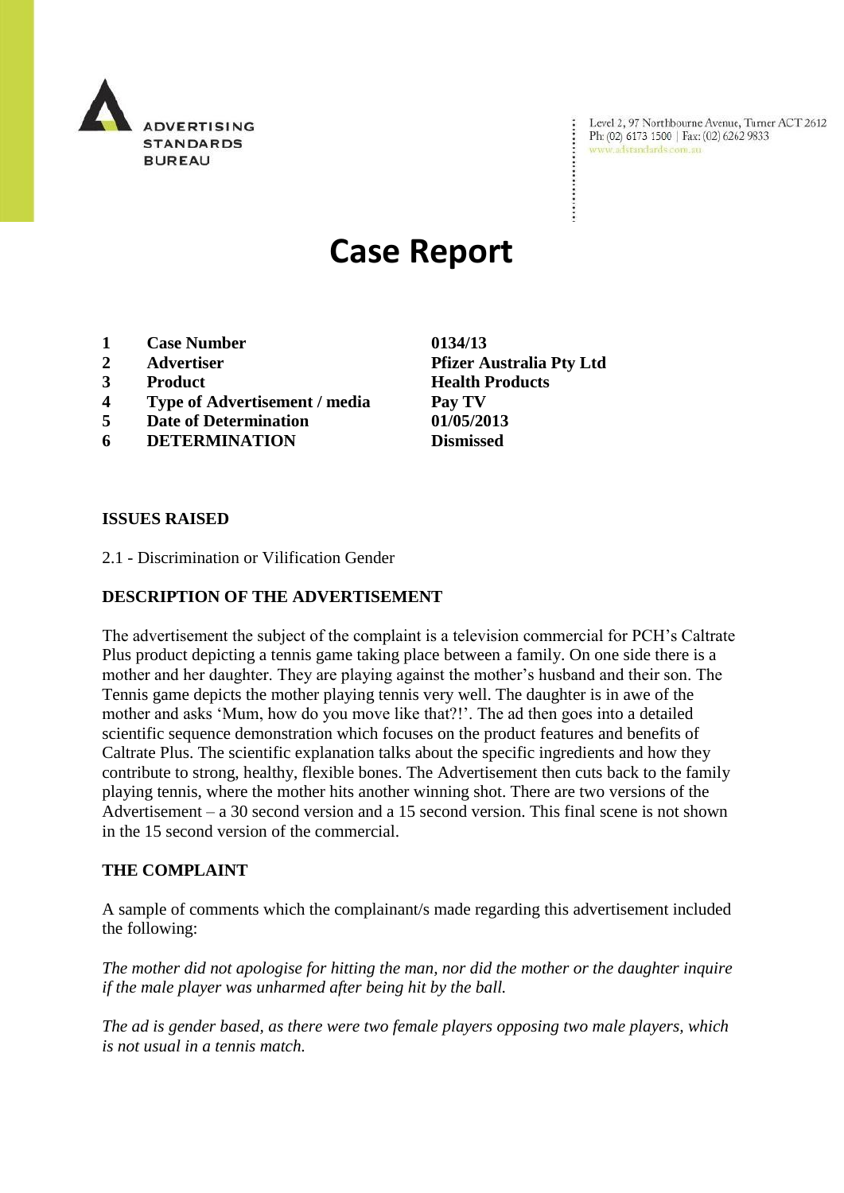Level 2, 97 Northbourne Avenue, Turner ACT 2612
Ph: (02) 6173 1500 | Fax: (02) 6262 9833
www.adstandards.com.au

# Case Report

| | | |
|---|---|---|
| **1** | **Case Number** | **0134/13** |
| **2** | **Advertiser** | **Pfizer Australia Pty Ltd** |
| **3** | **Product** | **Health Products** |
| **4** | **Type of Advertisement / media** | **Pay TV** |
| **5** | **Date of Determination** | **01/05/2013** |
| **6** | **DETERMINATION** | **Dismissed** |

**ISSUES RAISED**

2.1 - Discrimination or Vilification Gender

**DESCRIPTION OF THE ADVERTISEMENT**

The advertisement the subject of the complaint is a television commercial for PCH's Caltrate Plus product depicting a tennis game taking place between a family. On one side there is a mother and her daughter. They are playing against the mother's husband and their son. The Tennis game depicts the mother playing tennis very well. The daughter is in awe of the mother and asks 'Mum, how do you move like that?!'. The ad then goes into a detailed scientific sequence demonstration which focuses on the product features and benefits of Caltrate Plus. The scientific explanation talks about the specific ingredients and how they contribute to strong, healthy, flexible bones. The Advertisement then cuts back to the family playing tennis, where the mother hits another winning shot. There are two versions of the Advertisement – a 30 second version and a 15 second version. This final scene is not shown in the 15 second version of the commercial.

**THE COMPLAINT**

A sample of comments which the complainant/s made regarding this advertisement included the following:

*The mother did not apologise for hitting the man, nor did the mother or the daughter inquire if the male player was unharmed after being hit by the ball.*

*The ad is gender based, as there were two female players opposing two male players, which is not usual in a tennis match.*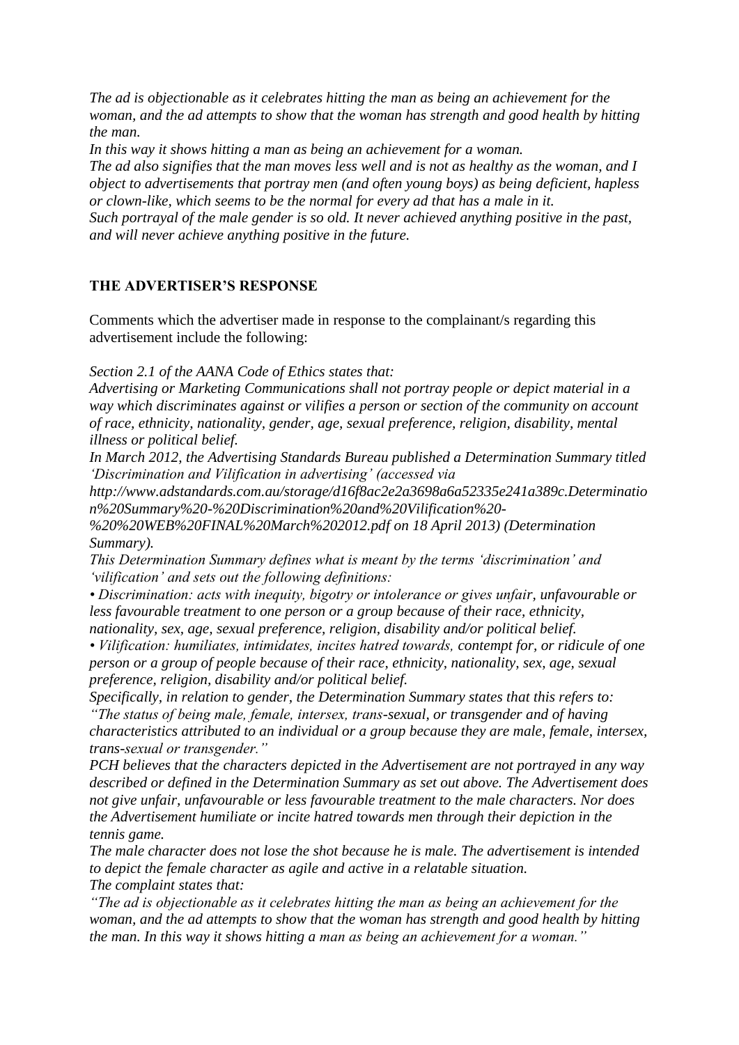*The ad is objectionable as it celebrates hitting the man as being an achievement for the woman, and the ad attempts to show that the woman has strength and good health by hitting the man.*
*In this way it shows hitting a man as being an achievement for a woman.*
*The ad also signifies that the man moves less well and is not as healthy as the woman, and I object to advertisements that portray men (and often young boys) as being deficient, hapless or clown-like, which seems to be the normal for every ad that has a male in it.*
*Such portrayal of the male gender is so old. It never achieved anything positive in the past, and will never achieve anything positive in the future.*

## THE ADVERTISER'S RESPONSE

Comments which the advertiser made in response to the complainant/s regarding this advertisement include the following:

*Section 2.1 of the AANA Code of Ethics states that:*
*Advertising or Marketing Communications shall not portray people or depict material in a way which discriminates against or vilifies a person or section of the community on account of race, ethnicity, nationality, gender, age, sexual preference, religion, disability, mental illness or political belief.*
*In March 2012, the Advertising Standards Bureau published a Determination Summary titled 'Discrimination and Vilification in advertising' (accessed via http://www.adstandards.com.au/storage/d16f8ac2e2a3698a6a52335e241a389c.Determination%20Summary%20-%20Discrimination%20and%20Vilification%20-%20%20WEB%20FINAL%20March%202012.pdf on 18 April 2013) (Determination Summary).*
*This Determination Summary defines what is meant by the terms 'discrimination' and 'vilification' and sets out the following definitions:*
*• Discrimination: acts with inequity, bigotry or intolerance or gives unfair, unfavourable or less favourable treatment to one person or a group because of their race, ethnicity, nationality, sex, age, sexual preference, religion, disability and/or political belief.*
*• Vilification: humiliates, intimidates, incites hatred towards, contempt for, or ridicule of one person or a group of people because of their race, ethnicity, nationality, sex, age, sexual preference, religion, disability and/or political belief.*
*Specifically, in relation to gender, the Determination Summary states that this refers to: "The status of being male, female, intersex, trans-sexual, or transgender and of having characteristics attributed to an individual or a group because they are male, female, intersex, trans-sexual or transgender."*
*PCH believes that the characters depicted in the Advertisement are not portrayed in any way described or defined in the Determination Summary as set out above. The Advertisement does not give unfair, unfavourable or less favourable treatment to the male characters. Nor does the Advertisement humiliate or incite hatred towards men through their depiction in the tennis game.*
*The male character does not lose the shot because he is male. The advertisement is intended to depict the female character as agile and active in a relatable situation.*
*The complaint states that:*
*"The ad is objectionable as it celebrates hitting the man as being an achievement for the woman, and the ad attempts to show that the woman has strength and good health by hitting the man. In this way it shows hitting a man as being an achievement for a woman."*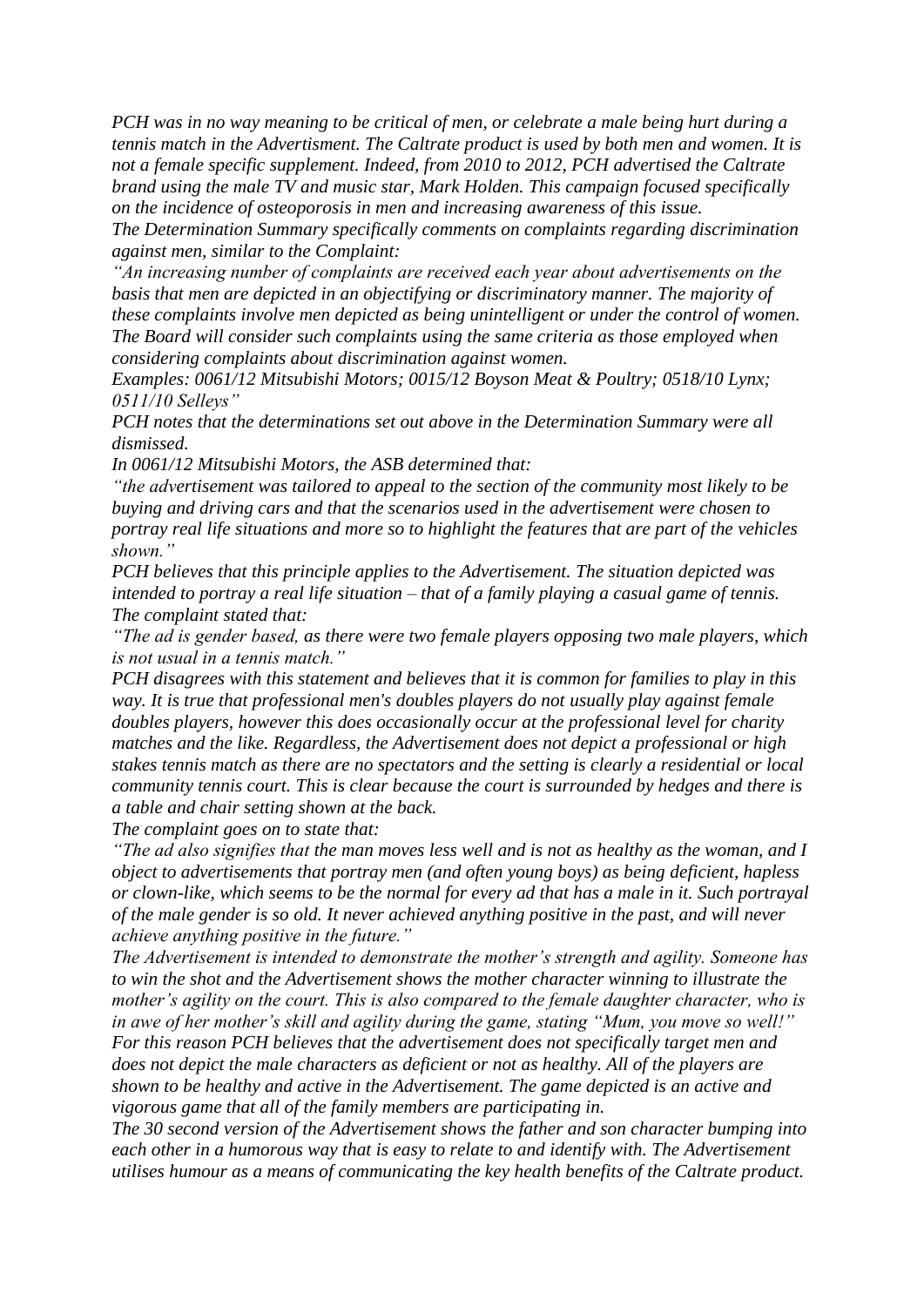*PCH was in no way meaning to be critical of men, or celebrate a male being hurt during a tennis match in the Advertisment. The Caltrate product is used by both men and women. It is not a female specific supplement. Indeed, from 2010 to 2012, PCH advertised the Caltrate brand using the male TV and music star, Mark Holden. This campaign focused specifically on the incidence of osteoporosis in men and increasing awareness of this issue.*

*The Determination Summary specifically comments on complaints regarding discrimination against men, similar to the Complaint:*

*"An increasing number of complaints are received each year about advertisements on the basis that men are depicted in an objectifying or discriminatory manner. The majority of these complaints involve men depicted as being unintelligent or under the control of women. The Board will consider such complaints using the same criteria as those employed when considering complaints about discrimination against women.*

*Examples: 0061/12 Mitsubishi Motors; 0015/12 Boyson Meat & Poultry; 0518/10 Lynx; 0511/10 Selleys"*

*PCH notes that the determinations set out above in the Determination Summary were all dismissed.*

*In 0061/12 Mitsubishi Motors, the ASB determined that:*

*"the advertisement was tailored to appeal to the section of the community most likely to be buying and driving cars and that the scenarios used in the advertisement were chosen to portray real life situations and more so to highlight the features that are part of the vehicles shown."*

*PCH believes that this principle applies to the Advertisement. The situation depicted was intended to portray a real life situation – that of a family playing a casual game of tennis.*

*The complaint stated that:*

*"The ad is gender based, as there were two female players opposing two male players, which is not usual in a tennis match."*

*PCH disagrees with this statement and believes that it is common for families to play in this way. It is true that professional men's doubles players do not usually play against female doubles players, however this does occasionally occur at the professional level for charity matches and the like. Regardless, the Advertisement does not depict a professional or high stakes tennis match as there are no spectators and the setting is clearly a residential or local community tennis court. This is clear because the court is surrounded by hedges and there is a table and chair setting shown at the back.*

*The complaint goes on to state that:*

*"The ad also signifies that the man moves less well and is not as healthy as the woman, and I object to advertisements that portray men (and often young boys) as being deficient, hapless or clown-like, which seems to be the normal for every ad that has a male in it. Such portrayal of the male gender is so old. It never achieved anything positive in the past, and will never achieve anything positive in the future."*

*The Advertisement is intended to demonstrate the mother's strength and agility. Someone has to win the shot and the Advertisement shows the mother character winning to illustrate the mother's agility on the court. This is also compared to the female daughter character, who is in awe of her mother's skill and agility during the game, stating "Mum, you move so well!"*

*For this reason PCH believes that the advertisement does not specifically target men and does not depict the male characters as deficient or not as healthy. All of the players are shown to be healthy and active in the Advertisement. The game depicted is an active and vigorous game that all of the family members are participating in.*

*The 30 second version of the Advertisement shows the father and son character bumping into each other in a humorous way that is easy to relate to and identify with. The Advertisement utilises humour as a means of communicating the key health benefits of the Caltrate product.*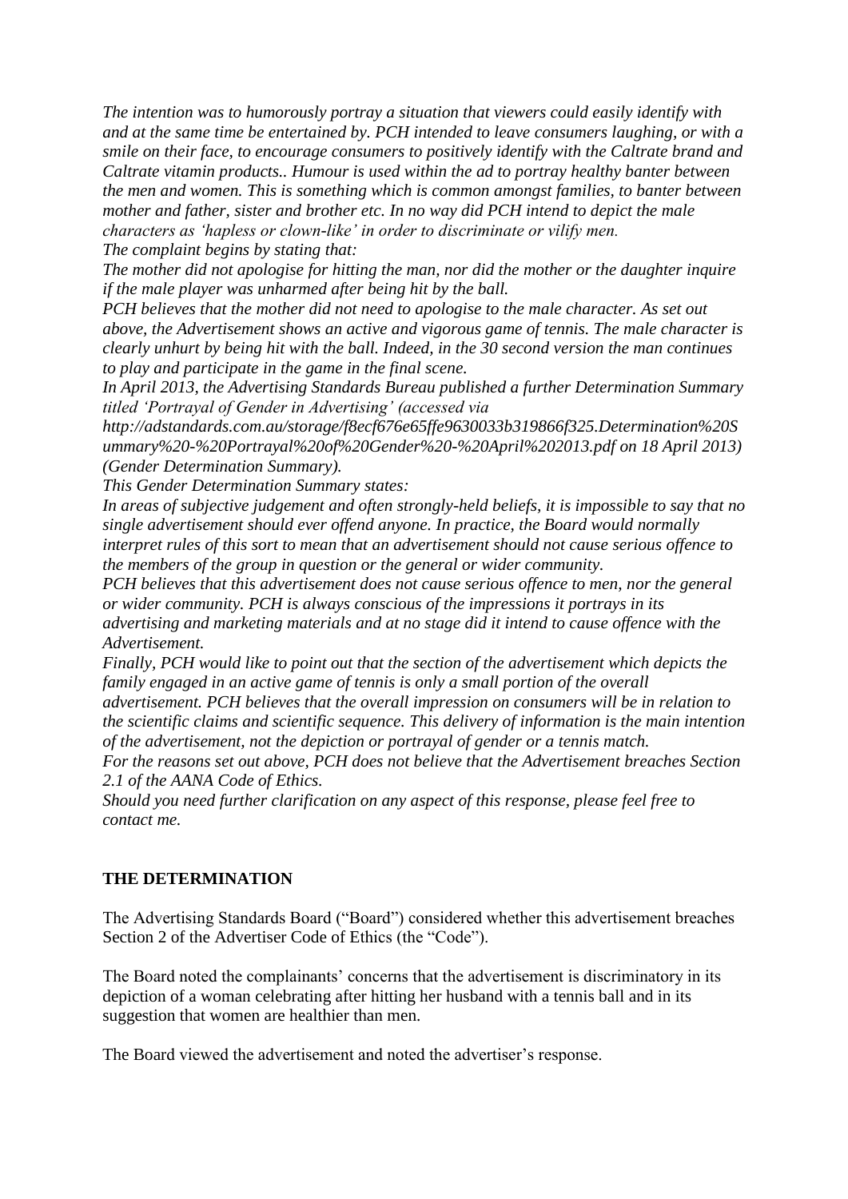*The intention was to humorously portray a situation that viewers could easily identify with and at the same time be entertained by. PCH intended to leave consumers laughing, or with a smile on their face, to encourage consumers to positively identify with the Caltrate brand and Caltrate vitamin products.. Humour is used within the ad to portray healthy banter between the men and women. This is something which is common amongst families, to banter between mother and father, sister and brother etc. In no way did PCH intend to depict the male characters as 'hapless or clown-like' in order to discriminate or vilify men.*

*The complaint begins by stating that:*

*The mother did not apologise for hitting the man, nor did the mother or the daughter inquire if the male player was unharmed after being hit by the ball.*

*PCH believes that the mother did not need to apologise to the male character. As set out above, the Advertisement shows an active and vigorous game of tennis. The male character is clearly unhurt by being hit with the ball. Indeed, in the 30 second version the man continues to play and participate in the game in the final scene.*

*In April 2013, the Advertising Standards Bureau published a further Determination Summary titled 'Portrayal of Gender in Advertising' (accessed via http://adstandards.com.au/storage/f8ecf676e65ffe9630033b319866f325.Determination%20Summary%20-%20Portrayal%20of%20Gender%20-%20April%202013.pdf on 18 April 2013) (Gender Determination Summary).*

*This Gender Determination Summary states:*

*In areas of subjective judgement and often strongly-held beliefs, it is impossible to say that no single advertisement should ever offend anyone. In practice, the Board would normally interpret rules of this sort to mean that an advertisement should not cause serious offence to the members of the group in question or the general or wider community.*

*PCH believes that this advertisement does not cause serious offence to men, nor the general or wider community. PCH is always conscious of the impressions it portrays in its advertising and marketing materials and at no stage did it intend to cause offence with the Advertisement.*

*Finally, PCH would like to point out that the section of the advertisement which depicts the family engaged in an active game of tennis is only a small portion of the overall advertisement. PCH believes that the overall impression on consumers will be in relation to the scientific claims and scientific sequence. This delivery of information is the main intention of the advertisement, not the depiction or portrayal of gender or a tennis match.*

*For the reasons set out above, PCH does not believe that the Advertisement breaches Section 2.1 of the AANA Code of Ethics.*

*Should you need further clarification on any aspect of this response, please feel free to contact me.*

## THE DETERMINATION

The Advertising Standards Board ("Board") considered whether this advertisement breaches Section 2 of the Advertiser Code of Ethics (the "Code").

The Board noted the complainants' concerns that the advertisement is discriminatory in its depiction of a woman celebrating after hitting her husband with a tennis ball and in its suggestion that women are healthier than men.

The Board viewed the advertisement and noted the advertiser's response.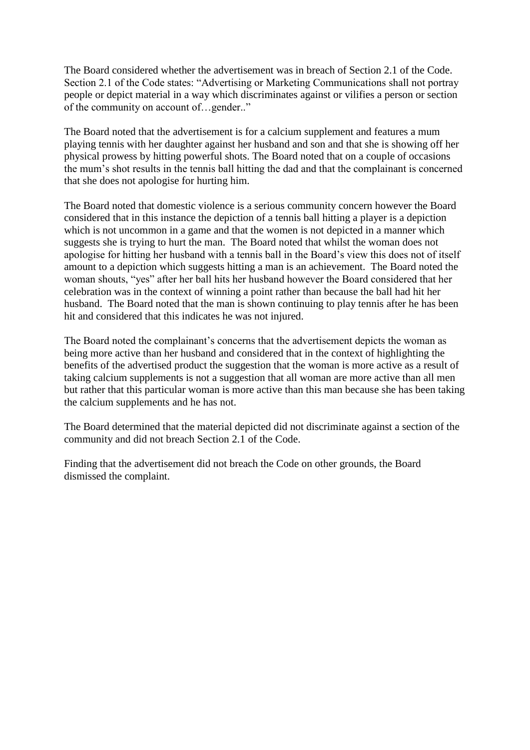The Board considered whether the advertisement was in breach of Section 2.1 of the Code. Section 2.1 of the Code states: "Advertising or Marketing Communications shall not portray people or depict material in a way which discriminates against or vilifies a person or section of the community on account of…gender.."

The Board noted that the advertisement is for a calcium supplement and features a mum playing tennis with her daughter against her husband and son and that she is showing off her physical prowess by hitting powerful shots. The Board noted that on a couple of occasions the mum's shot results in the tennis ball hitting the dad and that the complainant is concerned that she does not apologise for hurting him.

The Board noted that domestic violence is a serious community concern however the Board considered that in this instance the depiction of a tennis ball hitting a player is a depiction which is not uncommon in a game and that the women is not depicted in a manner which suggests she is trying to hurt the man. The Board noted that whilst the woman does not apologise for hitting her husband with a tennis ball in the Board's view this does not of itself amount to a depiction which suggests hitting a man is an achievement. The Board noted the woman shouts, "yes" after her ball hits her husband however the Board considered that her celebration was in the context of winning a point rather than because the ball had hit her husband. The Board noted that the man is shown continuing to play tennis after he has been hit and considered that this indicates he was not injured.

The Board noted the complainant's concerns that the advertisement depicts the woman as being more active than her husband and considered that in the context of highlighting the benefits of the advertised product the suggestion that the woman is more active as a result of taking calcium supplements is not a suggestion that all woman are more active than all men but rather that this particular woman is more active than this man because she has been taking the calcium supplements and he has not.

The Board determined that the material depicted did not discriminate against a section of the community and did not breach Section 2.1 of the Code.

Finding that the advertisement did not breach the Code on other grounds, the Board dismissed the complaint.